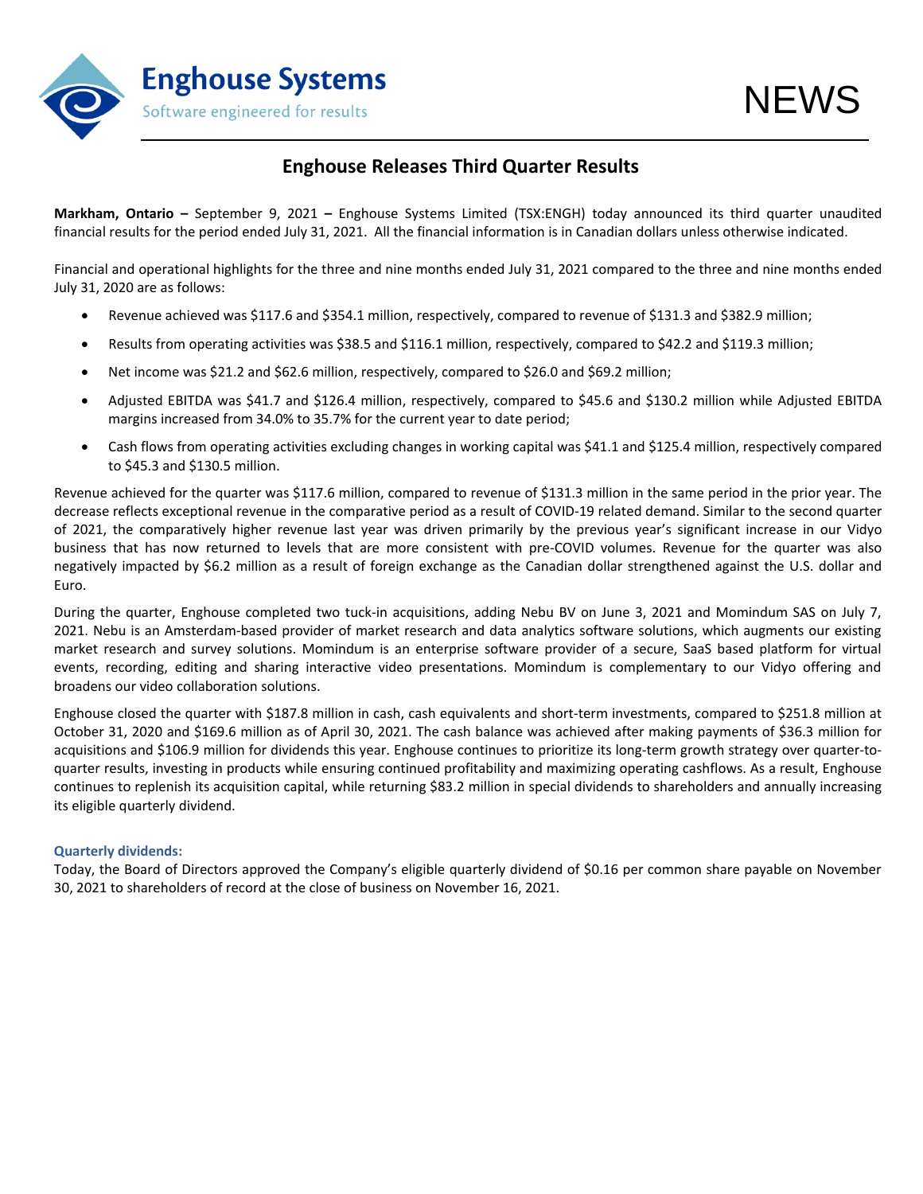# Enghouse Releases Third Quarter Results

**Markham, Ontario –** September 9, 2021 **–** Enghouse Systems Limited (TSX:ENGH) today announced its third quarter unaudited financial results for the period ended July 31, 2021. All the financial information is in Canadian dollars unless otherwise indicated.

Financial and operational highlights for the three and nine months ended July 31, 2021 compared to the three and nine months ended July 31, 2020 are as follows:

- Revenue achieved was $117.6 and $354.1 million, respectively, compared to revenue of $131.3 and $382.9 million;
- Results from operating activities was $38.5 and $116.1 million, respectively, compared to $42.2 and $119.3 million;
- Net income was $21.2 and $62.6 million, respectively, compared to $26.0 and $69.2 million;
- Adjusted EBITDA was $41.7 and $126.4 million, respectively, compared to $45.6 and $130.2 million while Adjusted EBITDA margins increased from 34.0% to 35.7% for the current year to date period;
- Cash flows from operating activities excluding changes in working capital was $41.1 and $125.4 million, respectively compared to $45.3 and $130.5 million.

Revenue achieved for the quarter was $117.6 million, compared to revenue of $131.3 million in the same period in the prior year. The decrease reflects exceptional revenue in the comparative period as a result of COVID-19 related demand. Similar to the second quarter of 2021, the comparatively higher revenue last year was driven primarily by the previous year's significant increase in our Vidyo business that has now returned to levels that are more consistent with pre-COVID volumes. Revenue for the quarter was also negatively impacted by $6.2 million as a result of foreign exchange as the Canadian dollar strengthened against the U.S. dollar and Euro.

During the quarter, Enghouse completed two tuck-in acquisitions, adding Nebu BV on June 3, 2021 and Momindum SAS on July 7, 2021. Nebu is an Amsterdam-based provider of market research and data analytics software solutions, which augments our existing market research and survey solutions. Momindum is an enterprise software provider of a secure, SaaS based platform for virtual events, recording, editing and sharing interactive video presentations. Momindum is complementary to our Vidyo offering and broadens our video collaboration solutions.

Enghouse closed the quarter with $187.8 million in cash, cash equivalents and short-term investments, compared to $251.8 million at October 31, 2020 and $169.6 million as of April 30, 2021. The cash balance was achieved after making payments of $36.3 million for acquisitions and $106.9 million for dividends this year. Enghouse continues to prioritize its long-term growth strategy over quarter-to-quarter results, investing in products while ensuring continued profitability and maximizing operating cashflows. As a result, Enghouse continues to replenish its acquisition capital, while returning $83.2 million in special dividends to shareholders and annually increasing its eligible quarterly dividend.

### Quarterly dividends:

Today, the Board of Directors approved the Company's eligible quarterly dividend of $0.16 per common share payable on November 30, 2021 to shareholders of record at the close of business on November 16, 2021.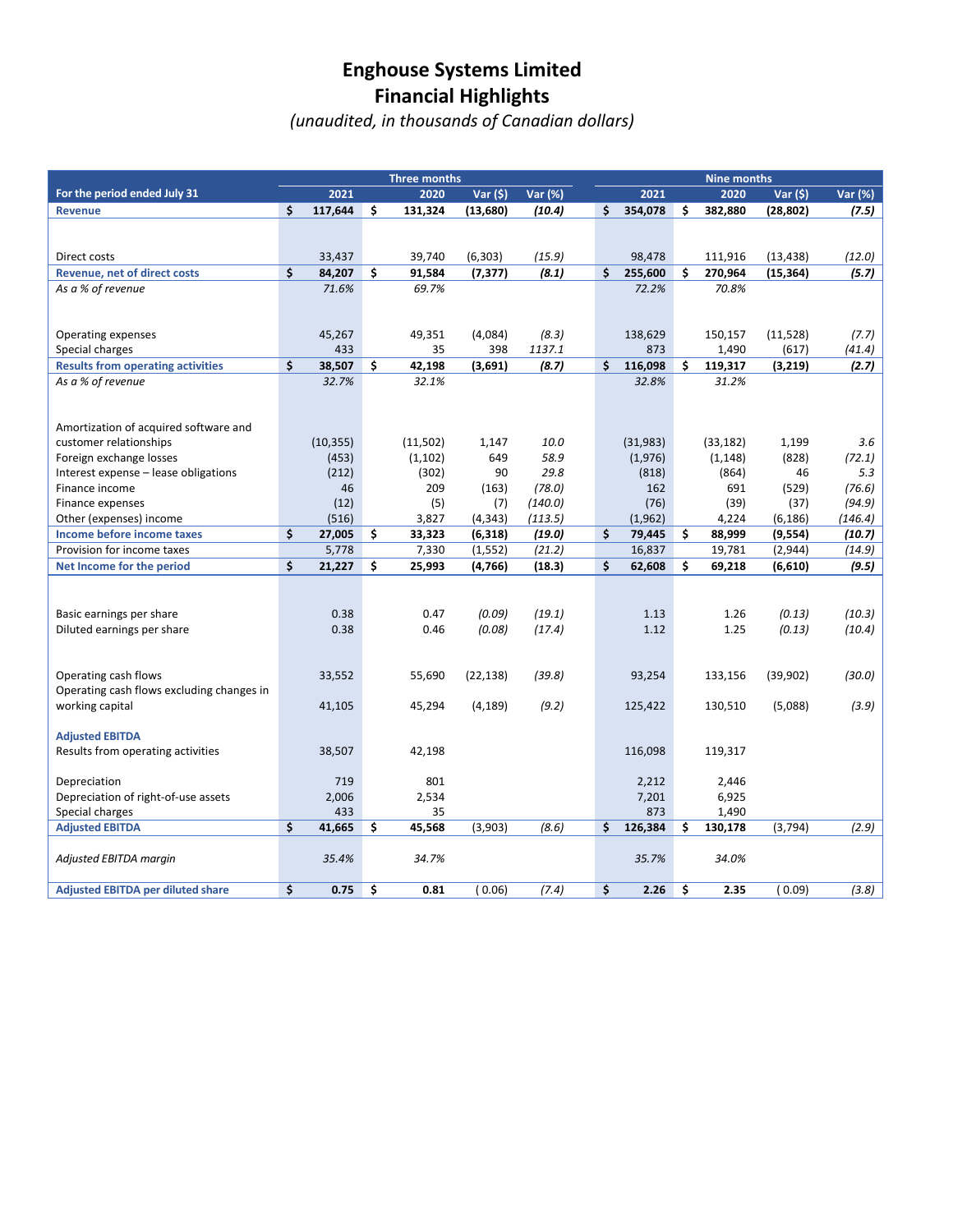# Enghouse Systems Limited
## Financial Highlights
*(unaudited, in thousands of Canadian dollars)*

| | Three months | | | | Nine months | | | |
|---|---|---|---|---|---|---|---|---|
| **For the period ended July 31** | **2021** | **2020** | **Var ($)** | **Var (%)** | **2021** | **2020** | **Var ($)** | **Var (%)** |
| **Revenue** | **$ 117,644** | **$ 131,324** | **(13,680)** | ***(10.4)*** | **$ 354,078** | **$ 382,880** | **(28,802)** | ***(7.5)*** |
| | | | | | | | | |
| Direct costs | 33,437 | 39,740 | (6,303) | *(15.9)* | 98,478 | 111,916 | (13,438) | *(12.0)* |
| **Revenue, net of direct costs** | **$ 84,207** | **$ 91,584** | **(7,377)** | ***(8.1)*** | **$ 255,600** | **$ 270,964** | **(15,364)** | ***(5.7)*** |
| *As a % of revenue* | *71.6%* | *69.7%* | | | *72.2%* | *70.8%* | | |
| | | | | | | | | |
| Operating expenses | 45,267 | 49,351 | (4,084) | *(8.3)* | 138,629 | 150,157 | (11,528) | *(7.7)* |
| Special charges | 433 | 35 | 398 | *1137.1* | 873 | 1,490 | (617) | *(41.4)* |
| **Results from operating activities** | **$ 38,507** | **$ 42,198** | **(3,691)** | ***(8.7)*** | **$ 116,098** | **$ 119,317** | **(3,219)** | ***(2.7)*** |
| *As a % of revenue* | *32.7%* | *32.1%* | | | *32.8%* | *31.2%* | | |
| | | | | | | | | |
| Amortization of acquired software and customer relationships | (10,355) | (11,502) | 1,147 | *10.0* | (31,983) | (33,182) | 1,199 | *3.6* |
| Foreign exchange losses | (453) | (1,102) | 649 | *58.9* | (1,976) | (1,148) | (828) | *(72.1)* |
| Interest expense – lease obligations | (212) | (302) | 90 | *29.8* | (818) | (864) | 46 | *5.3* |
| Finance income | 46 | 209 | (163) | *(78.0)* | 162 | 691 | (529) | *(76.6)* |
| Finance expenses | (12) | (5) | (7) | *(140.0)* | (76) | (39) | (37) | *(94.9)* |
| Other (expenses) income | (516) | 3,827 | (4,343) | *(113.5)* | (1,962) | 4,224 | (6,186) | *(146.4)* |
| **Income before income taxes** | **$ 27,005** | **$ 33,323** | **(6,318)** | ***(19.0)*** | **$ 79,445** | **$ 88,999** | **(9,554)** | ***(10.7)*** |
| Provision for income taxes | 5,778 | 7,330 | (1,552) | *(21.2)* | 16,837 | 19,781 | (2,944) | *(14.9)* |
| **Net Income for the period** | **$ 21,227** | **$ 25,993** | **(4,766)** | **(18.3)** | **$ 62,608** | **$ 69,218** | **(6,610)** | **(9.5)** |
| | | | | | | | | |
| Basic earnings per share | 0.38 | 0.47 | *(0.09)* | *(19.1)* | 1.13 | 1.26 | *(0.13)* | *(10.3)* |
| Diluted earnings per share | 0.38 | 0.46 | *(0.08)* | *(17.4)* | 1.12 | 1.25 | *(0.13)* | *(10.4)* |
| | | | | | | | | |
| Operating cash flows | 33,552 | 55,690 | (22,138) | *(39.8)* | 93,254 | 133,156 | (39,902) | *(30.0)* |
| Operating cash flows excluding changes in working capital | 41,105 | 45,294 | (4,189) | *(9.2)* | 125,422 | 130,510 | (5,088) | *(3.9)* |
| | | | | | | | | |
| **Adjusted EBITDA** | | | | | | | | |
| Results from operating activities | 38,507 | 42,198 | | | 116,098 | 119,317 | | |
| | | | | | | | | |
| Depreciation | 719 | 801 | | | 2,212 | 2,446 | | |
| Depreciation of right-of-use assets | 2,006 | 2,534 | | | 7,201 | 6,925 | | |
| Special charges | 433 | 35 | | | 873 | 1,490 | | |
| **Adjusted EBITDA** | **$ 41,665** | **$ 45,568** | (3,903) | *(8.6)* | **$ 126,384** | **$ 130,178** | (3,794) | *(2.9)* |
| | | | | | | | | |
| *Adjusted EBITDA margin* | *35.4%* | *34.7%* | | | *35.7%* | *34.0%* | | |
| | | | | | | | | |
| **Adjusted EBITDA per diluted share** | **$ 0.75** | **$ 0.81** | ( 0.06) | *(7.4)* | **$ 2.26** | **$ 2.35** | ( 0.09) | *(3.8)* |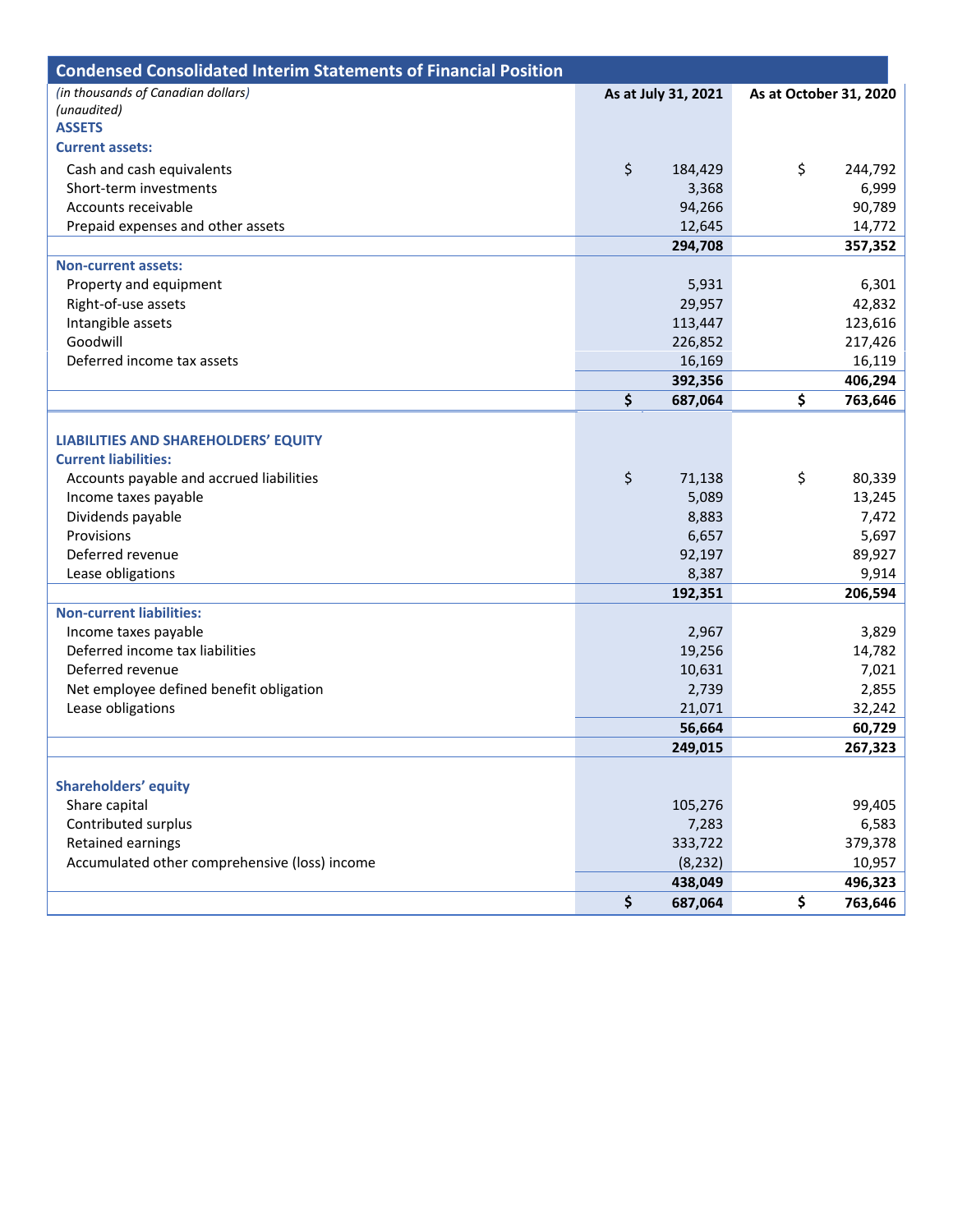## Condensed Consolidated Interim Statements of Financial Position

| *(in thousands of Canadian dollars)* *(unaudited)* | As at July 31, 2021 | As at October 31, 2020 |
|---|---|---|
| **ASSETS** | | |
| **Current assets:** | | |
| Cash and cash equivalents | $ 184,429 | $ 244,792 |
| Short-term investments | 3,368 | 6,999 |
| Accounts receivable | 94,266 | 90,789 |
| Prepaid expenses and other assets | 12,645 | 14,772 |
| | **294,708** | **357,352** |
| **Non-current assets:** | | |
| Property and equipment | 5,931 | 6,301 |
| Right-of-use assets | 29,957 | 42,832 |
| Intangible assets | 113,447 | 123,616 |
| Goodwill | 226,852 | 217,426 |
| Deferred income tax assets | 16,169 | 16,119 |
| | **392,356** | **406,294** |
| | **$ 687,064** | **$ 763,646** |
| **LIABILITIES AND SHAREHOLDERS' EQUITY** | | |
| **Current liabilities:** | | |
| Accounts payable and accrued liabilities | $ 71,138 | $ 80,339 |
| Income taxes payable | 5,089 | 13,245 |
| Dividends payable | 8,883 | 7,472 |
| Provisions | 6,657 | 5,697 |
| Deferred revenue | 92,197 | 89,927 |
| Lease obligations | 8,387 | 9,914 |
| | **192,351** | **206,594** |
| **Non-current liabilities:** | | |
| Income taxes payable | 2,967 | 3,829 |
| Deferred income tax liabilities | 19,256 | 14,782 |
| Deferred revenue | 10,631 | 7,021 |
| Net employee defined benefit obligation | 2,739 | 2,855 |
| Lease obligations | 21,071 | 32,242 |
| | **56,664** | **60,729** |
| | **249,015** | **267,323** |
| **Shareholders' equity** | | |
| Share capital | 105,276 | 99,405 |
| Contributed surplus | 7,283 | 6,583 |
| Retained earnings | 333,722 | 379,378 |
| Accumulated other comprehensive (loss) income | (8,232) | 10,957 |
| | **438,049** | **496,323** |
| | **$ 687,064** | **$ 763,646** |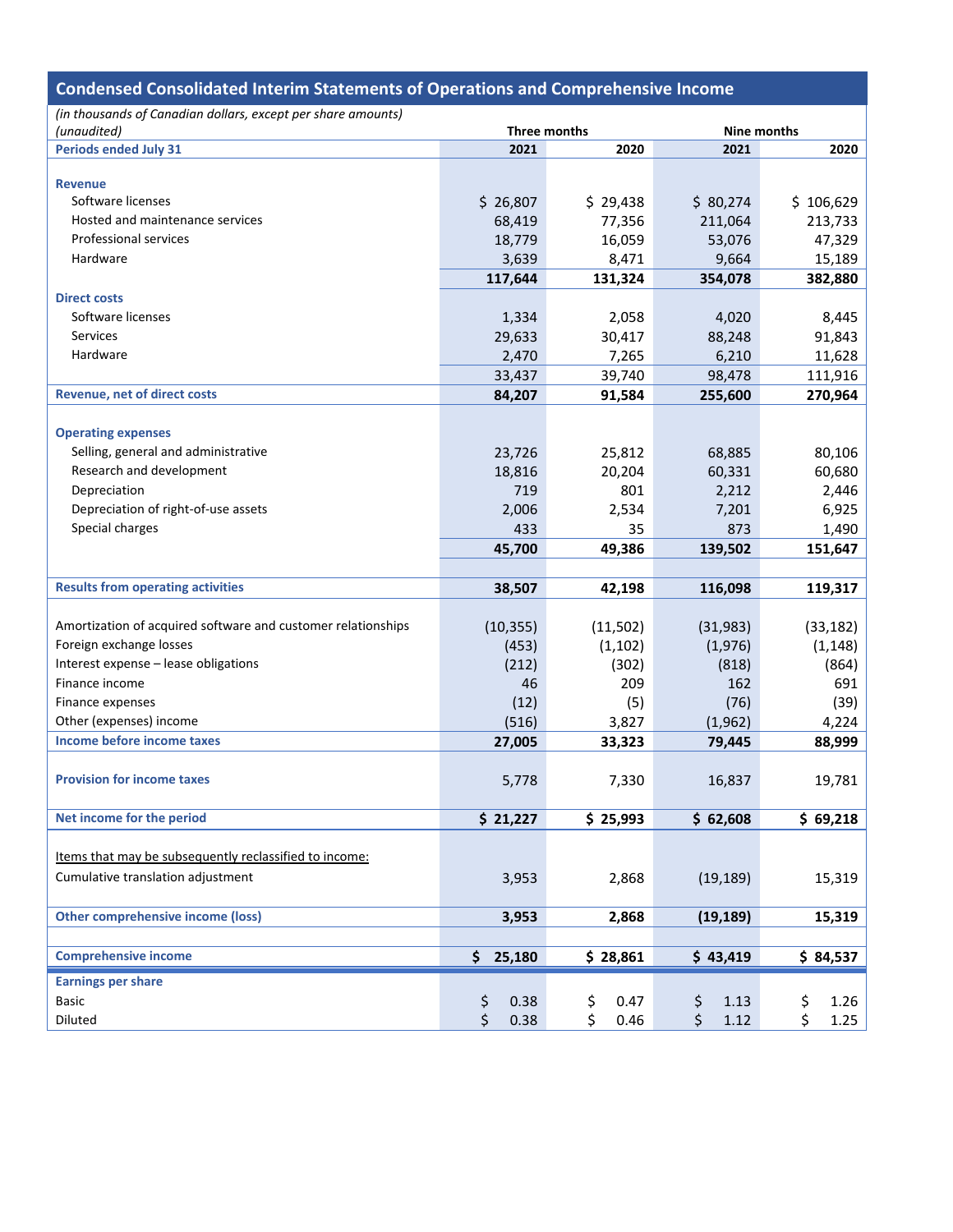## Condensed Consolidated Interim Statements of Operations and Comprehensive Income

*(in thousands of Canadian dollars, except per share amounts)*
*(unaudited)*

| | Three months | | Nine months | |
|---|---|---|---|---|
| **Periods ended July 31** | **2021** | **2020** | **2021** | **2020** |
| **Revenue** | | | | |
| Software licenses | $ 26,807 | $ 29,438 | $ 80,274 | $ 106,629 |
| Hosted and maintenance services | 68,419 | 77,356 | 211,064 | 213,733 |
| Professional services | 18,779 | 16,059 | 53,076 | 47,329 |
| Hardware | 3,639 | 8,471 | 9,664 | 15,189 |
| | **117,644** | **131,324** | **354,078** | **382,880** |
| **Direct costs** | | | | |
| Software licenses | 1,334 | 2,058 | 4,020 | 8,445 |
| Services | 29,633 | 30,417 | 88,248 | 91,843 |
| Hardware | 2,470 | 7,265 | 6,210 | 11,628 |
| | 33,437 | 39,740 | 98,478 | 111,916 |
| **Revenue, net of direct costs** | **84,207** | **91,584** | **255,600** | **270,964** |
| **Operating expenses** | | | | |
| Selling, general and administrative | 23,726 | 25,812 | 68,885 | 80,106 |
| Research and development | 18,816 | 20,204 | 60,331 | 60,680 |
| Depreciation | 719 | 801 | 2,212 | 2,446 |
| Depreciation of right-of-use assets | 2,006 | 2,534 | 7,201 | 6,925 |
| Special charges | 433 | 35 | 873 | 1,490 |
| | **45,700** | **49,386** | **139,502** | **151,647** |
| **Results from operating activities** | **38,507** | **42,198** | **116,098** | **119,317** |
| Amortization of acquired software and customer relationships | (10,355) | (11,502) | (31,983) | (33,182) |
| Foreign exchange losses | (453) | (1,102) | (1,976) | (1,148) |
| Interest expense – lease obligations | (212) | (302) | (818) | (864) |
| Finance income | 46 | 209 | 162 | 691 |
| Finance expenses | (12) | (5) | (76) | (39) |
| Other (expenses) income | (516) | 3,827 | (1,962) | 4,224 |
| **Income before income taxes** | **27,005** | **33,323** | **79,445** | **88,999** |
| **Provision for income taxes** | 5,778 | 7,330 | 16,837 | 19,781 |
| **Net income for the period** | **$ 21,227** | **$ 25,993** | **$ 62,608** | **$ 69,218** |
| Items that may be subsequently reclassified to income: | | | | |
| Cumulative translation adjustment | 3,953 | 2,868 | (19,189) | 15,319 |
| **Other comprehensive income (loss)** | **3,953** | **2,868** | **(19,189)** | **15,319** |
| **Comprehensive income** | **$ 25,180** | **$ 28,861** | **$ 43,419** | **$ 84,537** |
| **Earnings per share** | | | | |
| Basic | $ 0.38 | $ 0.47 | $ 1.13 | $ 1.26 |
| Diluted | $ 0.38 | $ 0.46 | $ 1.12 | $ 1.25 |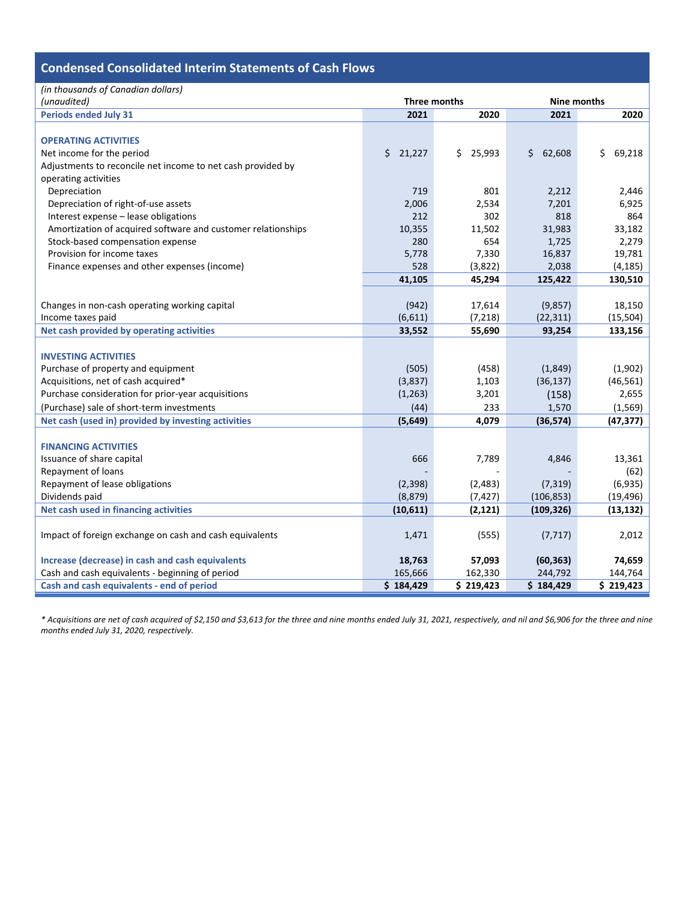## Condensed Consolidated Interim Statements of Cash Flows

*(in thousands of Canadian dollars)*
*(unaudited)*

| | Three months | | Nine months | |
|---|---|---|---|---|
| **Periods ended July 31** | **2021** | **2020** | **2021** | **2020** |
| **OPERATING ACTIVITIES** | | | | |
| Net income for the period | $ 21,227 | $ 25,993 | $ 62,608 | $ 69,218 |
| Adjustments to reconcile net income to net cash provided by operating activities | | | | |
| Depreciation | 719 | 801 | 2,212 | 2,446 |
| Depreciation of right-of-use assets | 2,006 | 2,534 | 7,201 | 6,925 |
| Interest expense – lease obligations | 212 | 302 | 818 | 864 |
| Amortization of acquired software and customer relationships | 10,355 | 11,502 | 31,983 | 33,182 |
| Stock-based compensation expense | 280 | 654 | 1,725 | 2,279 |
| Provision for income taxes | 5,778 | 7,330 | 16,837 | 19,781 |
| Finance expenses and other expenses (income) | 528 | (3,822) | 2,038 | (4,185) |
| | **41,105** | **45,294** | **125,422** | **130,510** |
| Changes in non-cash operating working capital | (942) | 17,614 | (9,857) | 18,150 |
| Income taxes paid | (6,611) | (7,218) | (22,311) | (15,504) |
| **Net cash provided by operating activities** | **33,552** | **55,690** | **93,254** | **133,156** |
| **INVESTING ACTIVITIES** | | | | |
| Purchase of property and equipment | (505) | (458) | (1,849) | (1,902) |
| Acquisitions, net of cash acquired* | (3,837) | 1,103 | (36,137) | (46,561) |
| Purchase consideration for prior-year acquisitions | (1,263) | 3,201 | (158) | 2,655 |
| (Purchase) sale of short-term investments | (44) | 233 | 1,570 | (1,569) |
| **Net cash (used in) provided by investing activities** | **(5,649)** | **4,079** | **(36,574)** | **(47,377)** |
| **FINANCING ACTIVITIES** | | | | |
| Issuance of share capital | 666 | 7,789 | 4,846 | 13,361 |
| Repayment of loans | - | - | - | (62) |
| Repayment of lease obligations | (2,398) | (2,483) | (7,319) | (6,935) |
| Dividends paid | (8,879) | (7,427) | (106,853) | (19,496) |
| **Net cash used in financing activities** | **(10,611)** | **(2,121)** | **(109,326)** | **(13,132)** |
| Impact of foreign exchange on cash and cash equivalents | 1,471 | (555) | (7,717) | 2,012 |
| **Increase (decrease) in cash and cash equivalents** | **18,763** | **57,093** | **(60,363)** | **74,659** |
| Cash and cash equivalents - beginning of period | 165,666 | 162,330 | 244,792 | 144,764 |
| **Cash and cash equivalents - end of period** | **$ 184,429** | **$ 219,423** | **$ 184,429** | **$ 219,423** |

*\* Acquisitions are net of cash acquired of $2,150 and $3,613 for the three and nine months ended July 31, 2021, respectively, and nil and $6,906 for the three and nine months ended July 31, 2020, respectively.*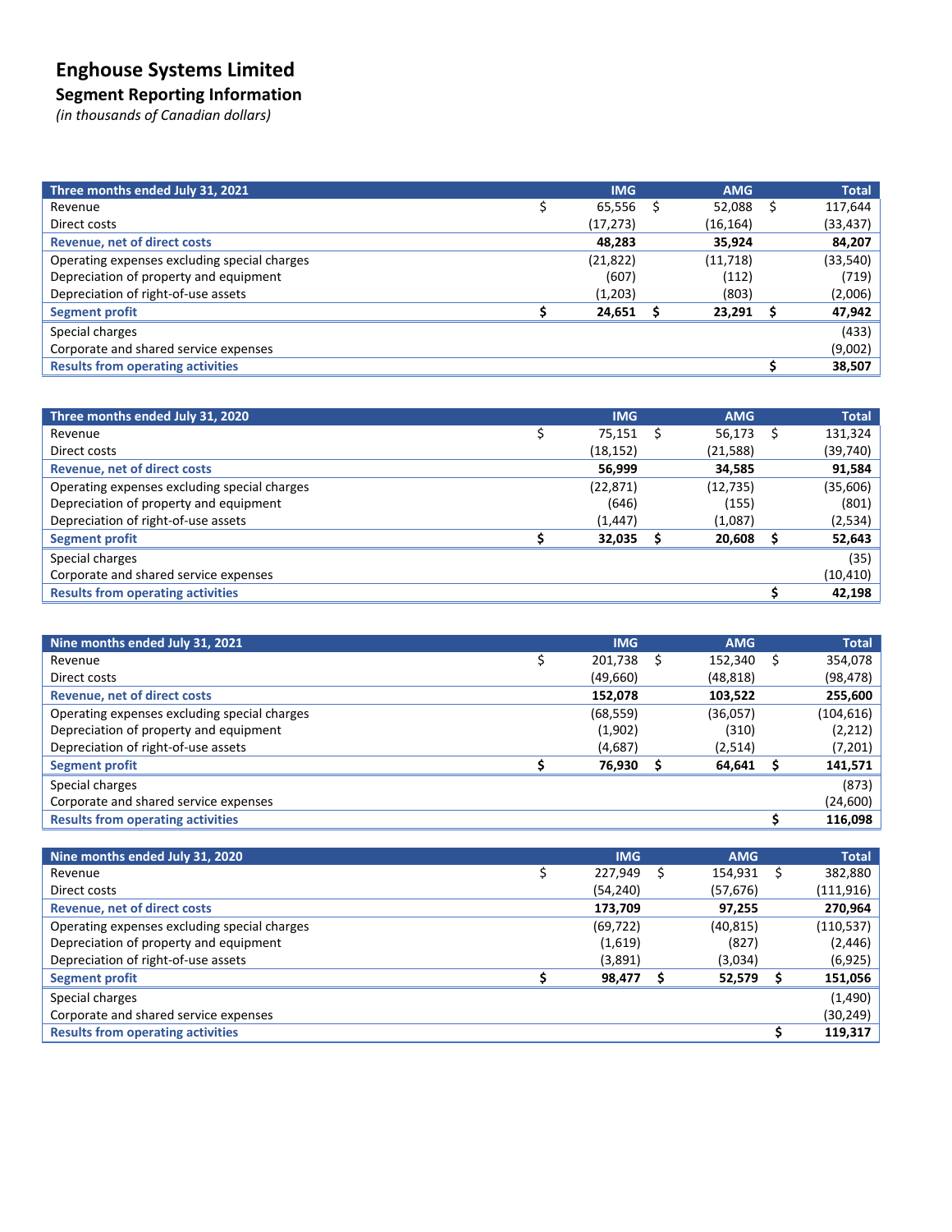# Enghouse Systems Limited

## Segment Reporting Information

*(in thousands of Canadian dollars)*

| Three months ended July 31, 2021 | IMG | AMG | Total |
|---|---|---|---|
| Revenue | $ 65,556 | $ 52,088 | $ 117,644 |
| Direct costs | (17,273) | (16,164) | (33,437) |
| **Revenue, net of direct costs** | **48,283** | **35,924** | **84,207** |
| Operating expenses excluding special charges | (21,822) | (11,718) | (33,540) |
| Depreciation of property and equipment | (607) | (112) | (719) |
| Depreciation of right-of-use assets | (1,203) | (803) | (2,006) |
| **Segment profit** | **$ 24,651** | **$ 23,291** | **$ 47,942** |
| Special charges | | | (433) |
| Corporate and shared service expenses | | | (9,002) |
| **Results from operating activities** | | | **$ 38,507** |

| Three months ended July 31, 2020 | IMG | AMG | Total |
|---|---|---|---|
| Revenue | $ 75,151 | $ 56,173 | $ 131,324 |
| Direct costs | (18,152) | (21,588) | (39,740) |
| **Revenue, net of direct costs** | **56,999** | **34,585** | **91,584** |
| Operating expenses excluding special charges | (22,871) | (12,735) | (35,606) |
| Depreciation of property and equipment | (646) | (155) | (801) |
| Depreciation of right-of-use assets | (1,447) | (1,087) | (2,534) |
| **Segment profit** | **$ 32,035** | **$ 20,608** | **$ 52,643** |
| Special charges | | | (35) |
| Corporate and shared service expenses | | | (10,410) |
| **Results from operating activities** | | | **$ 42,198** |

| Nine months ended July 31, 2021 | IMG | AMG | Total |
|---|---|---|---|
| Revenue | $ 201,738 | $ 152,340 | $ 354,078 |
| Direct costs | (49,660) | (48,818) | (98,478) |
| **Revenue, net of direct costs** | **152,078** | **103,522** | **255,600** |
| Operating expenses excluding special charges | (68,559) | (36,057) | (104,616) |
| Depreciation of property and equipment | (1,902) | (310) | (2,212) |
| Depreciation of right-of-use assets | (4,687) | (2,514) | (7,201) |
| **Segment profit** | **$ 76,930** | **$ 64,641** | **$ 141,571** |
| Special charges | | | (873) |
| Corporate and shared service expenses | | | (24,600) |
| **Results from operating activities** | | | **$ 116,098** |

| Nine months ended July 31, 2020 | IMG | AMG | Total |
|---|---|---|---|
| Revenue | $ 227,949 | $ 154,931 | $ 382,880 |
| Direct costs | (54,240) | (57,676) | (111,916) |
| **Revenue, net of direct costs** | **173,709** | **97,255** | **270,964** |
| Operating expenses excluding special charges | (69,722) | (40,815) | (110,537) |
| Depreciation of property and equipment | (1,619) | (827) | (2,446) |
| Depreciation of right-of-use assets | (3,891) | (3,034) | (6,925) |
| **Segment profit** | **$ 98,477** | **$ 52,579** | **$ 151,056** |
| Special charges | | | (1,490) |
| Corporate and shared service expenses | | | (30,249) |
| **Results from operating activities** | | | **$ 119,317** |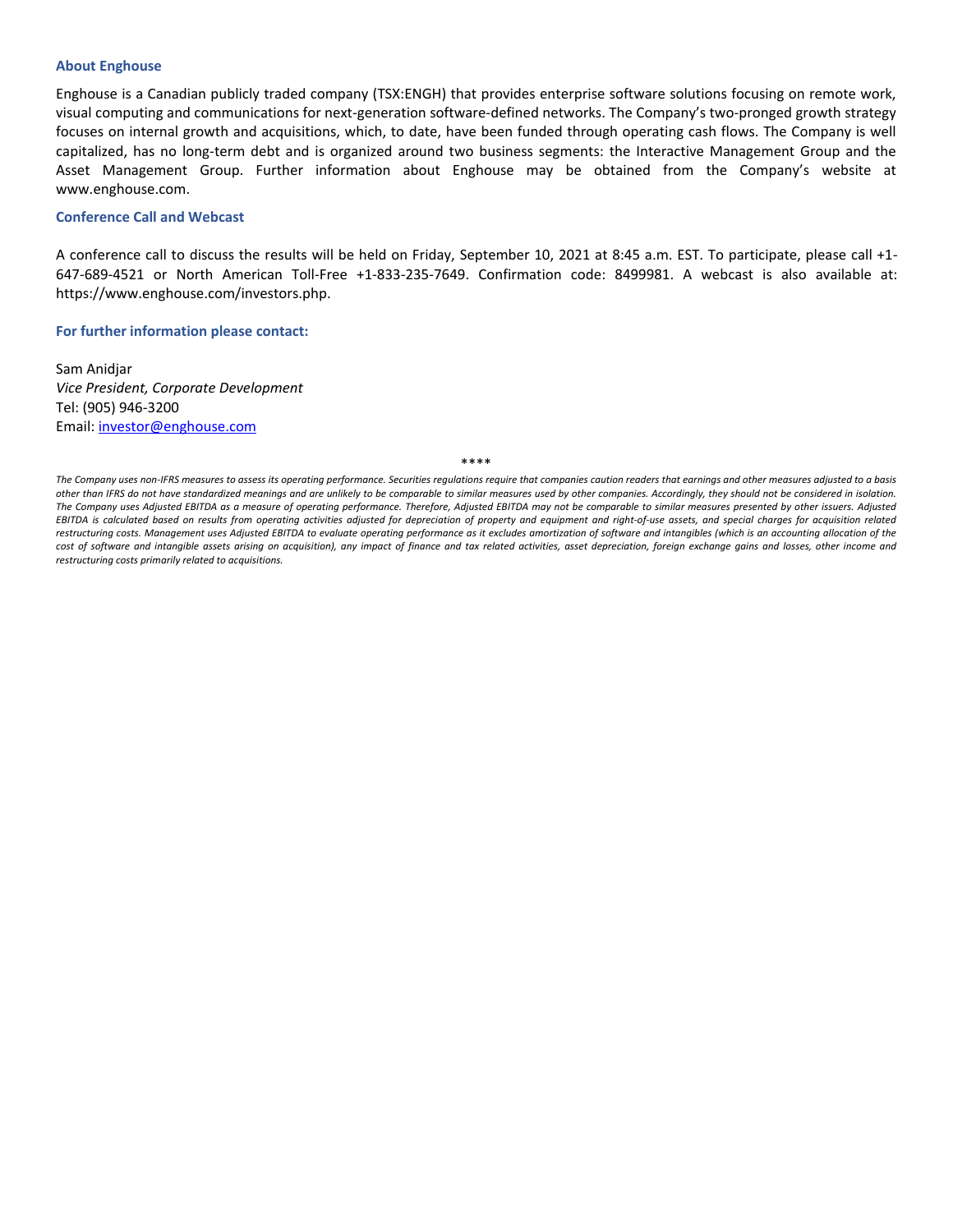### About Enghouse

Enghouse is a Canadian publicly traded company (TSX:ENGH) that provides enterprise software solutions focusing on remote work, visual computing and communications for next-generation software-defined networks. The Company's two-pronged growth strategy focuses on internal growth and acquisitions, which, to date, have been funded through operating cash flows. The Company is well capitalized, has no long-term debt and is organized around two business segments: the Interactive Management Group and the Asset Management Group. Further information about Enghouse may be obtained from the Company's website at www.enghouse.com.

### Conference Call and Webcast

A conference call to discuss the results will be held on Friday, September 10, 2021 at 8:45 a.m. EST. To participate, please call +1-647-689-4521 or North American Toll-Free +1-833-235-7649. Confirmation code: 8499981. A webcast is also available at: https://www.enghouse.com/investors.php.

### For further information please contact:

Sam Anidjar
*Vice President, Corporate Development*
Tel: (905) 946-3200
Email: investor@enghouse.com

****

*The Company uses non-IFRS measures to assess its operating performance. Securities regulations require that companies caution readers that earnings and other measures adjusted to a basis other than IFRS do not have standardized meanings and are unlikely to be comparable to similar measures used by other companies. Accordingly, they should not be considered in isolation. The Company uses Adjusted EBITDA as a measure of operating performance. Therefore, Adjusted EBITDA may not be comparable to similar measures presented by other issuers. Adjusted EBITDA is calculated based on results from operating activities adjusted for depreciation of property and equipment and right-of-use assets, and special charges for acquisition related restructuring costs. Management uses Adjusted EBITDA to evaluate operating performance as it excludes amortization of software and intangibles (which is an accounting allocation of the cost of software and intangible assets arising on acquisition), any impact of finance and tax related activities, asset depreciation, foreign exchange gains and losses, other income and restructuring costs primarily related to acquisitions.*